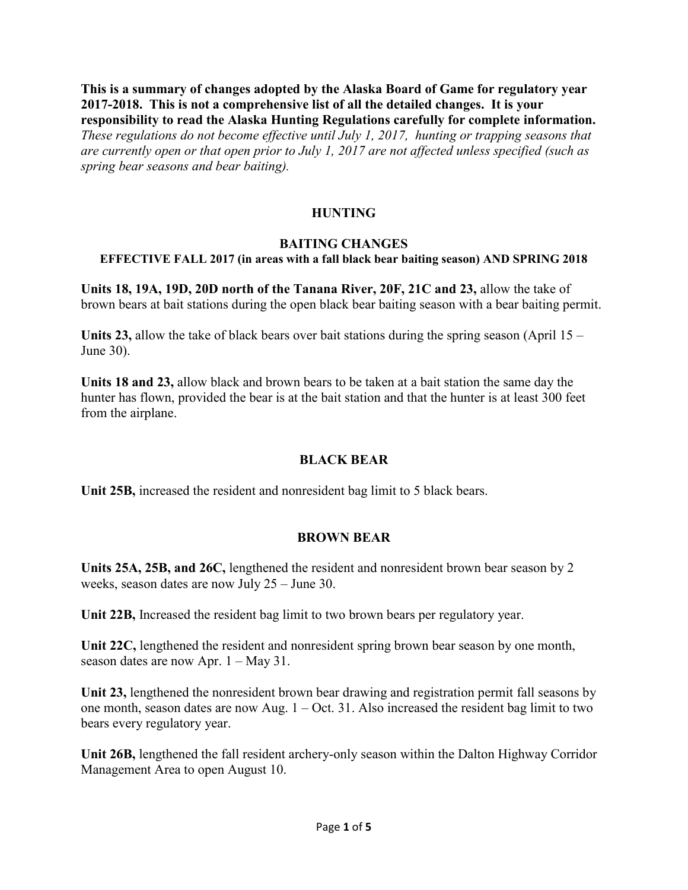**This is a summary of changes adopted by the Alaska Board of Game for regulatory year 2017-2018. This is not a comprehensive list of all the detailed changes. It is your responsibility to read the Alaska Hunting Regulations carefully for complete information.** *These regulations do not become effective until July 1, 2017, hunting or trapping seasons that are currently open or that open prior to July 1, 2017 are not affected unless specified (such as spring bear seasons and bear baiting).*

## HUNTING

### BAITING CHANGES

**EFFECTIVE FALL 2017 (in areas with a fall black bear baiting season) AND SPRING 2018**

**Units 18, 19A, 19D, 20D north of the Tanana River, 20F, 21C and 23,** allow the take of brown bears at bait stations during the open black bear baiting season with a bear baiting permit.

**Units 23,** allow the take of black bears over bait stations during the spring season (April 15 – June 30).

**Units 18 and 23,** allow black and brown bears to be taken at a bait station the same day the hunter has flown, provided the bear is at the bait station and that the hunter is at least 300 feet from the airplane.

### BLACK BEAR

**Unit 25B,** increased the resident and nonresident bag limit to 5 black bears.

### BROWN BEAR

**Units 25A, 25B, and 26C,** lengthened the resident and nonresident brown bear season by 2 weeks, season dates are now July 25 – June 30.

**Unit 22B,** Increased the resident bag limit to two brown bears per regulatory year.

**Unit 22C,** lengthened the resident and nonresident spring brown bear season by one month, season dates are now Apr. 1 – May 31.

**Unit 23,** lengthened the nonresident brown bear drawing and registration permit fall seasons by one month, season dates are now Aug. 1 – Oct. 31. Also increased the resident bag limit to two bears every regulatory year.

**Unit 26B,** lengthened the fall resident archery-only season within the Dalton Highway Corridor Management Area to open August 10.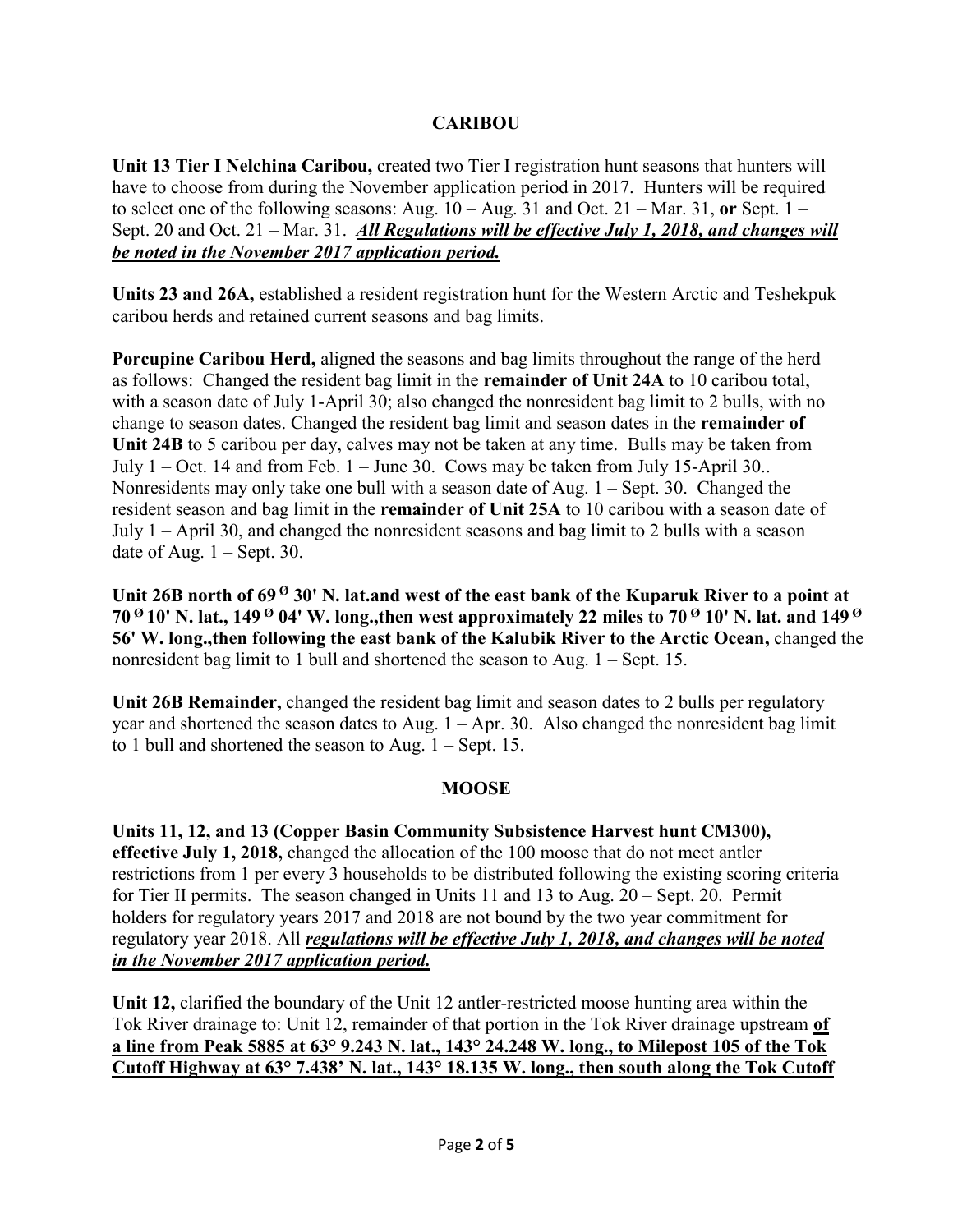## CARIBOU

**Unit 13 Tier I Nelchina Caribou,** created two Tier I registration hunt seasons that hunters will have to choose from during the November application period in 2017. Hunters will be required to select one of the following seasons: Aug. 10 – Aug. 31 and Oct. 21 – Mar. 31, **or** Sept. 1 – Sept. 20 and Oct. 21 – Mar. 31. ***<u>All Regulations will be effective July 1, 2018, and changes will be noted in the November 2017 application period.</u>***

**Units 23 and 26A,** established a resident registration hunt for the Western Arctic and Teshekpuk caribou herds and retained current seasons and bag limits.

**Porcupine Caribou Herd,** aligned the seasons and bag limits throughout the range of the herd as follows: Changed the resident bag limit in the **remainder of Unit 24A** to 10 caribou total, with a season date of July 1-April 30; also changed the nonresident bag limit to 2 bulls, with no change to season dates. Changed the resident bag limit and season dates in the **remainder of Unit 24B** to 5 caribou per day, calves may not be taken at any time. Bulls may be taken from July 1 – Oct. 14 and from Feb. 1 – June 30. Cows may be taken from July 15-April 30.. Nonresidents may only take one bull with a season date of Aug. 1 – Sept. 30. Changed the resident season and bag limit in the **remainder of Unit 25A** to 10 caribou with a season date of July 1 – April 30, and changed the nonresident seasons and bag limit to 2 bulls with a season date of Aug. 1 – Sept. 30.

**Unit 26B north of 69 ° 30' N. lat.and west of the east bank of the Kuparuk River to a point at 70 ° 10' N. lat., 149 ° 04' W. long.,then west approximately 22 miles to 70 ° 10' N. lat. and 149 ° 56' W. long.,then following the east bank of the Kalubik River to the Arctic Ocean,** changed the nonresident bag limit to 1 bull and shortened the season to Aug. 1 – Sept. 15.

**Unit 26B Remainder,** changed the resident bag limit and season dates to 2 bulls per regulatory year and shortened the season dates to Aug. 1 – Apr. 30. Also changed the nonresident bag limit to 1 bull and shortened the season to Aug. 1 – Sept. 15.

## MOOSE

**Units 11, 12, and 13 (Copper Basin Community Subsistence Harvest hunt CM300), effective July 1, 2018,** changed the allocation of the 100 moose that do not meet antler restrictions from 1 per every 3 households to be distributed following the existing scoring criteria for Tier II permits. The season changed in Units 11 and 13 to Aug. 20 – Sept. 20. Permit holders for regulatory years 2017 and 2018 are not bound by the two year commitment for regulatory year 2018. All ***<u>regulations will be effective July 1, 2018, and changes will be noted in the November 2017 application period.</u>***

**Unit 12,** clarified the boundary of the Unit 12 antler-restricted moose hunting area within the Tok River drainage to: Unit 12, remainder of that portion in the Tok River drainage upstream **<u>of a line from Peak 5885 at 63° 9.243 N. lat., 143° 24.248 W. long., to Milepost 105 of the Tok Cutoff Highway at 63° 7.438' N. lat., 143° 18.135 W. long., then south along the Tok Cutoff</u>**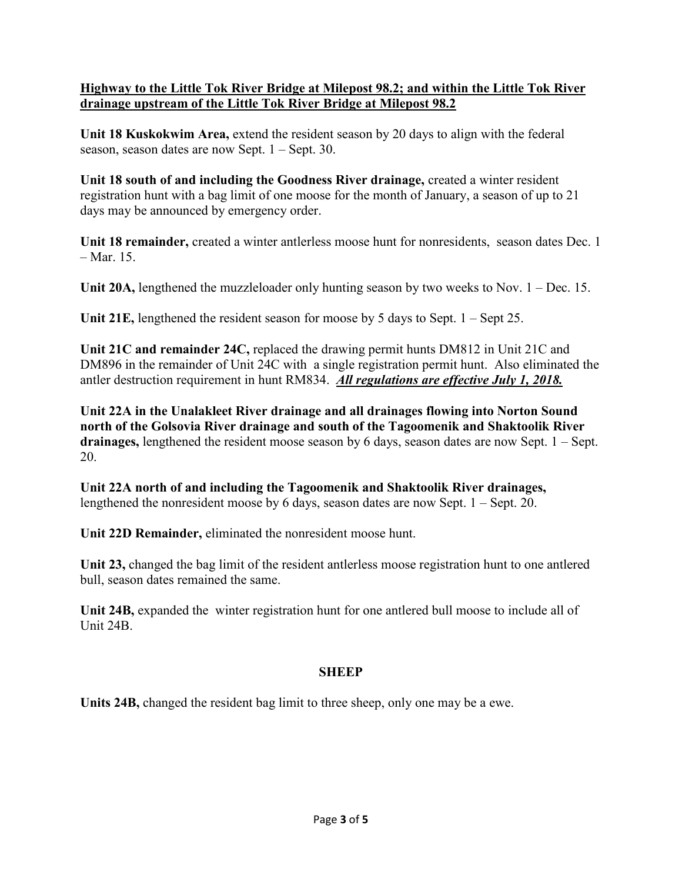**<u>Highway to the Little Tok River Bridge at Milepost 98.2; and within the Little Tok River drainage upstream of the Little Tok River Bridge at Milepost 98.2</u>**

**Unit 18 Kuskokwim Area,** extend the resident season by 20 days to align with the federal season, season dates are now Sept. 1 – Sept. 30.

**Unit 18 south of and including the Goodness River drainage,** created a winter resident registration hunt with a bag limit of one moose for the month of January, a season of up to 21 days may be announced by emergency order.

**Unit 18 remainder,** created a winter antlerless moose hunt for nonresidents, season dates Dec. 1 – Mar. 15.

**Unit 20A,** lengthened the muzzleloader only hunting season by two weeks to Nov. 1 – Dec. 15.

**Unit 21E,** lengthened the resident season for moose by 5 days to Sept. 1 – Sept 25.

**Unit 21C and remainder 24C,** replaced the drawing permit hunts DM812 in Unit 21C and DM896 in the remainder of Unit 24C with a single registration permit hunt. Also eliminated the antler destruction requirement in hunt RM834. ***<u>All regulations are effective July 1, 2018.</u>***

**Unit 22A in the Unalakleet River drainage and all drainages flowing into Norton Sound north of the Golsovia River drainage and south of the Tagoomenik and Shaktoolik River drainages,** lengthened the resident moose season by 6 days, season dates are now Sept. 1 – Sept. 20.

**Unit 22A north of and including the Tagoomenik and Shaktoolik River drainages,** lengthened the nonresident moose by 6 days, season dates are now Sept. 1 – Sept. 20.

**Unit 22D Remainder,** eliminated the nonresident moose hunt.

**Unit 23,** changed the bag limit of the resident antlerless moose registration hunt to one antlered bull, season dates remained the same.

**Unit 24B,** expanded the winter registration hunt for one antlered bull moose to include all of Unit 24B.

**SHEEP**

**Units 24B,** changed the resident bag limit to three sheep, only one may be a ewe.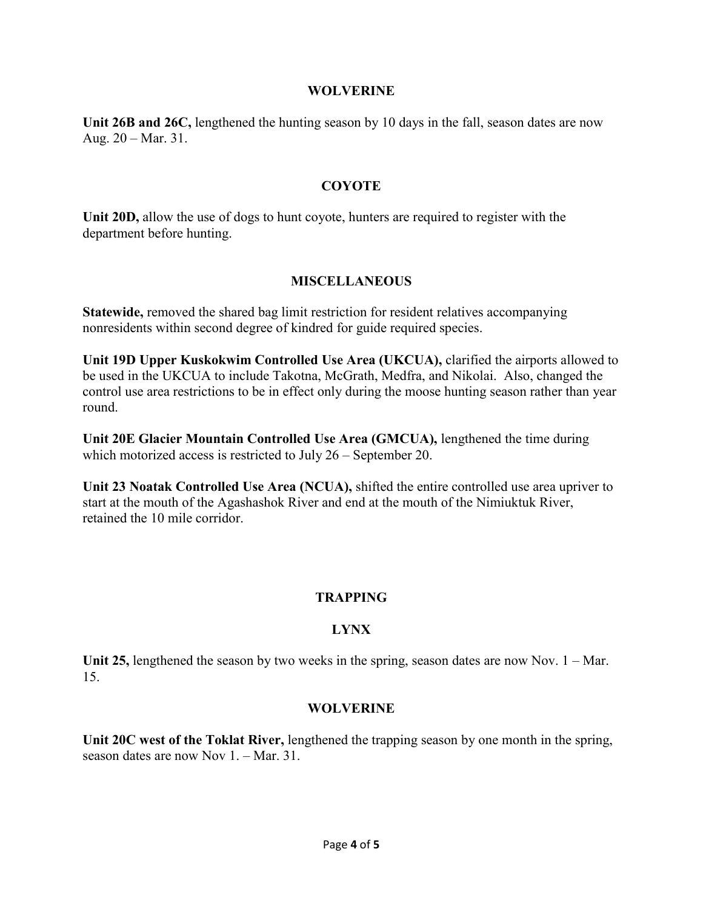## WOLVERINE

**Unit 26B and 26C,** lengthened the hunting season by 10 days in the fall, season dates are now Aug. 20 – Mar. 31.

## COYOTE

**Unit 20D,** allow the use of dogs to hunt coyote, hunters are required to register with the department before hunting.

## MISCELLANEOUS

**Statewide,** removed the shared bag limit restriction for resident relatives accompanying nonresidents within second degree of kindred for guide required species.

**Unit 19D Upper Kuskokwim Controlled Use Area (UKCUA),** clarified the airports allowed to be used in the UKCUA to include Takotna, McGrath, Medfra, and Nikolai. Also, changed the control use area restrictions to be in effect only during the moose hunting season rather than year round.

**Unit 20E Glacier Mountain Controlled Use Area (GMCUA),** lengthened the time during which motorized access is restricted to July 26 – September 20.

**Unit 23 Noatak Controlled Use Area (NCUA),** shifted the entire controlled use area upriver to start at the mouth of the Agashashok River and end at the mouth of the Nimiuktuk River, retained the 10 mile corridor.

# TRAPPING

## LYNX

**Unit 25,** lengthened the season by two weeks in the spring, season dates are now Nov. 1 – Mar. 15.

## WOLVERINE

**Unit 20C west of the Toklat River,** lengthened the trapping season by one month in the spring, season dates are now Nov 1. – Mar. 31.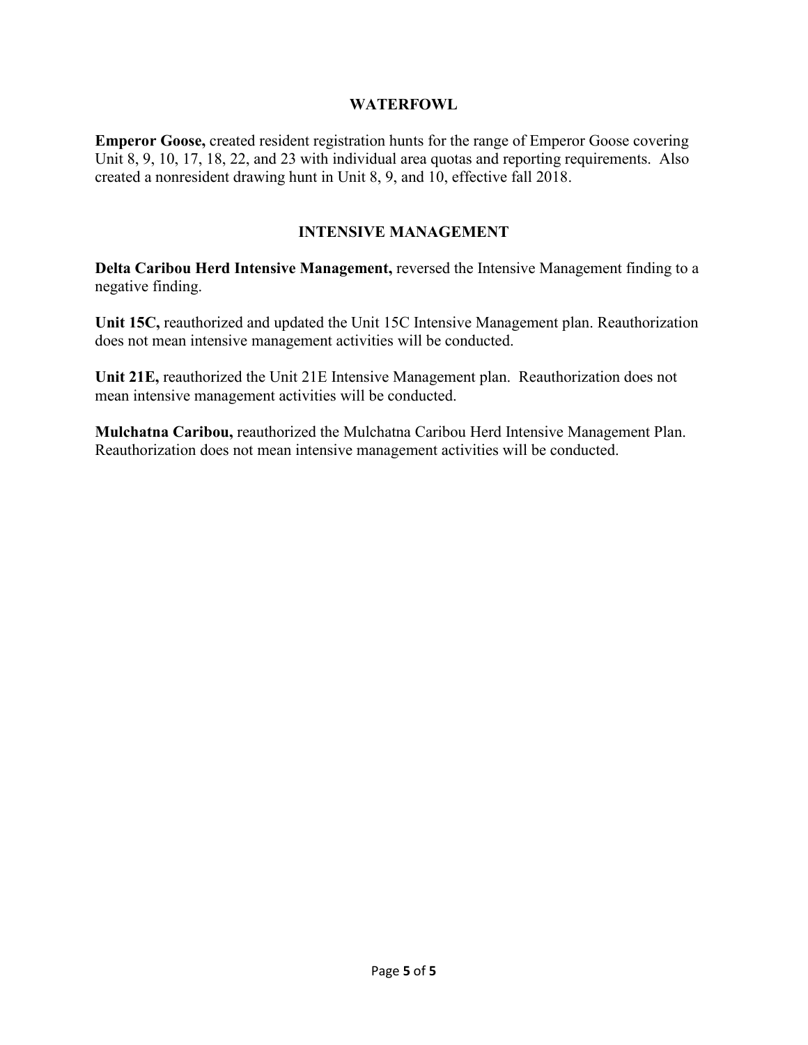## WATERFOWL

**Emperor Goose,** created resident registration hunts for the range of Emperor Goose covering Unit 8, 9, 10, 17, 18, 22, and 23 with individual area quotas and reporting requirements. Also created a nonresident drawing hunt in Unit 8, 9, and 10, effective fall 2018.

## INTENSIVE MANAGEMENT

**Delta Caribou Herd Intensive Management,** reversed the Intensive Management finding to a negative finding.

**Unit 15C,** reauthorized and updated the Unit 15C Intensive Management plan. Reauthorization does not mean intensive management activities will be conducted.

**Unit 21E,** reauthorized the Unit 21E Intensive Management plan. Reauthorization does not mean intensive management activities will be conducted.

**Mulchatna Caribou,** reauthorized the Mulchatna Caribou Herd Intensive Management Plan. Reauthorization does not mean intensive management activities will be conducted.